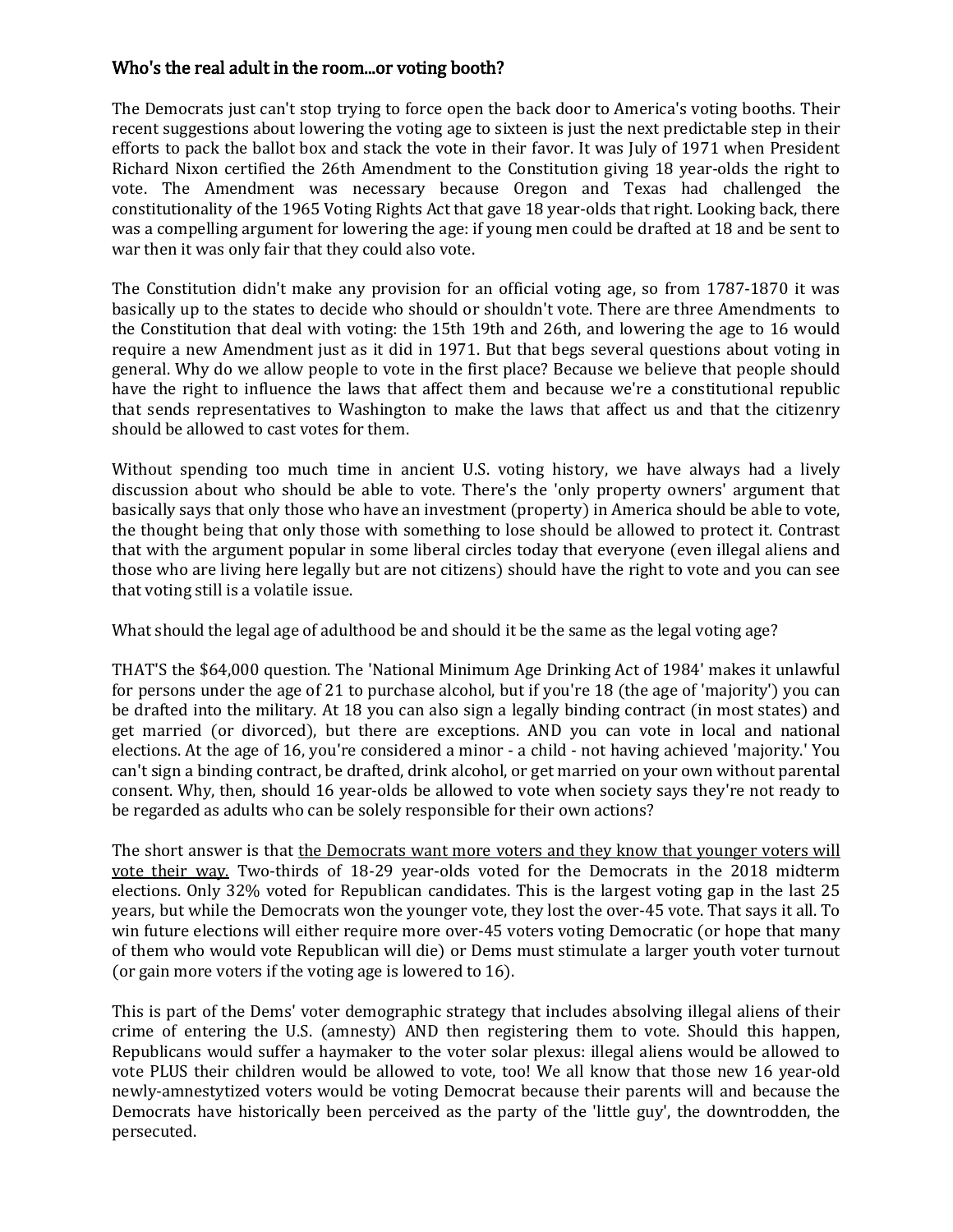### Who's the real adult in the room...or voting booth?

The Democrats just can't stop trying to force open the back door to America's voting booths. Their recent suggestions about lowering the voting age to sixteen is just the next predictable step in their efforts to pack the ballot box and stack the vote in their favor. It was July of 1971 when President Richard Nixon certified the 26th Amendment to the Constitution giving 18 year-olds the right to vote. The Amendment was necessary because Oregon and Texas had challenged the constitutionality of the 1965 Voting Rights Act that gave 18 year-olds that right. Looking back, there was a compelling argument for lowering the age: if young men could be drafted at 18 and be sent to war then it was only fair that they could also vote.

The Constitution didn't make any provision for an official voting age, so from 1787-1870 it was basically up to the states to decide who should or shouldn't vote. There are three Amendments to the Constitution that deal with voting: the 15th 19th and 26th, and lowering the age to 16 would require a new Amendment just as it did in 1971. But that begs several questions about voting in general. Why do we allow people to vote in the first place? Because we believe that people should have the right to influence the laws that affect them and because we're a constitutional republic that sends representatives to Washington to make the laws that affect us and that the citizenry should be allowed to cast votes for them.

Without spending too much time in ancient U.S. voting history, we have always had a lively discussion about who should be able to vote. There's the 'only property owners' argument that basically says that only those who have an investment (property) in America should be able to vote, the thought being that only those with something to lose should be allowed to protect it. Contrast that with the argument popular in some liberal circles today that everyone (even illegal aliens and those who are living here legally but are not citizens) should have the right to vote and you can see that voting still is a volatile issue.

What should the legal age of adulthood be and should it be the same as the legal voting age?

THAT'S the $64,000 question. The 'National Minimum Age Drinking Act of 1984' makes it unlawful for persons under the age of 21 to purchase alcohol, but if you're 18 (the age of 'majority') you can be drafted into the military. At 18 you can also sign a legally binding contract (in most states) and get married (or divorced), but there are exceptions. AND you can vote in local and national elections. At the age of 16, you're considered a minor - a child - not having achieved 'majority.' You can't sign a binding contract, be drafted, drink alcohol, or get married on your own without parental consent. Why, then, should 16 year-olds be allowed to vote when society says they're not ready to be regarded as adults who can be solely responsible for their own actions?

The short answer is that <u>the Democrats want more voters and they know that younger voters will vote their way.</u> Two-thirds of 18-29 year-olds voted for the Democrats in the 2018 midterm elections. Only 32% voted for Republican candidates. This is the largest voting gap in the last 25 years, but while the Democrats won the younger vote, they lost the over-45 vote. That says it all. To win future elections will either require more over-45 voters voting Democratic (or hope that many of them who would vote Republican will die) or Dems must stimulate a larger youth voter turnout (or gain more voters if the voting age is lowered to 16).

This is part of the Dems' voter demographic strategy that includes absolving illegal aliens of their crime of entering the U.S. (amnesty) AND then registering them to vote. Should this happen, Republicans would suffer a haymaker to the voter solar plexus: illegal aliens would be allowed to vote PLUS their children would be allowed to vote, too! We all know that those new 16 year-old newly-amnestytized voters would be voting Democrat because their parents will and because the Democrats have historically been perceived as the party of the 'little guy', the downtrodden, the persecuted.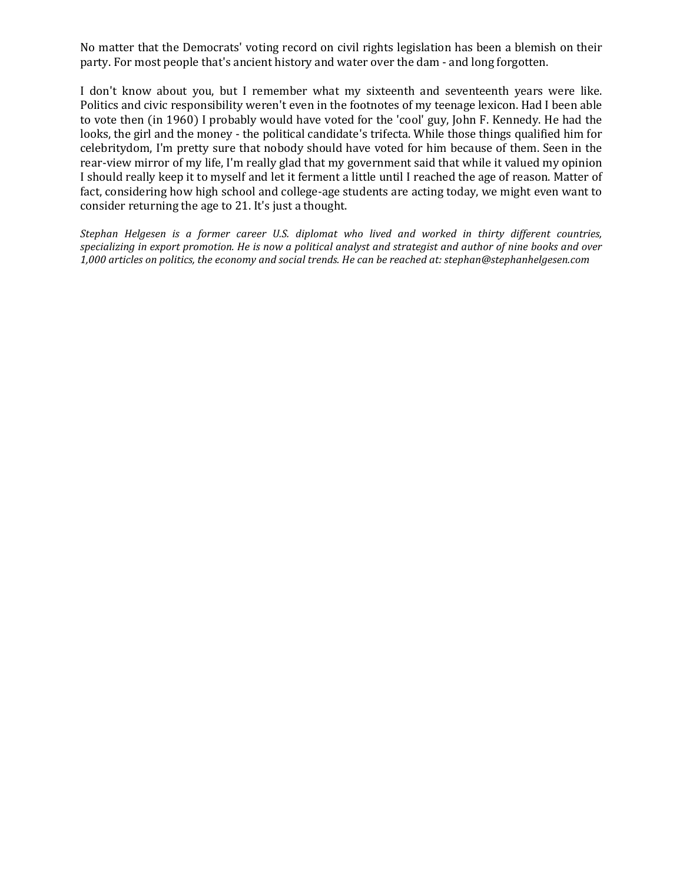No matter that the Democrats' voting record on civil rights legislation has been a blemish on their party. For most people that's ancient history and water over the dam - and long forgotten.

I don't know about you, but I remember what my sixteenth and seventeenth years were like. Politics and civic responsibility weren't even in the footnotes of my teenage lexicon. Had I been able to vote then (in 1960) I probably would have voted for the 'cool' guy, John F. Kennedy. He had the looks, the girl and the money - the political candidate's trifecta. While those things qualified him for celebritydom, I'm pretty sure that nobody should have voted for him because of them. Seen in the rear-view mirror of my life, I'm really glad that my government said that while it valued my opinion I should really keep it to myself and let it ferment a little until I reached the age of reason. Matter of fact, considering how high school and college-age students are acting today, we might even want to consider returning the age to 21. It's just a thought.

*Stephan Helgesen is a former career U.S. diplomat who lived and worked in thirty different countries, specializing in export promotion. He is now a political analyst and strategist and author of nine books and over 1,000 articles on politics, the economy and social trends. He can be reached at: stephan@stephanhelgesen.com*